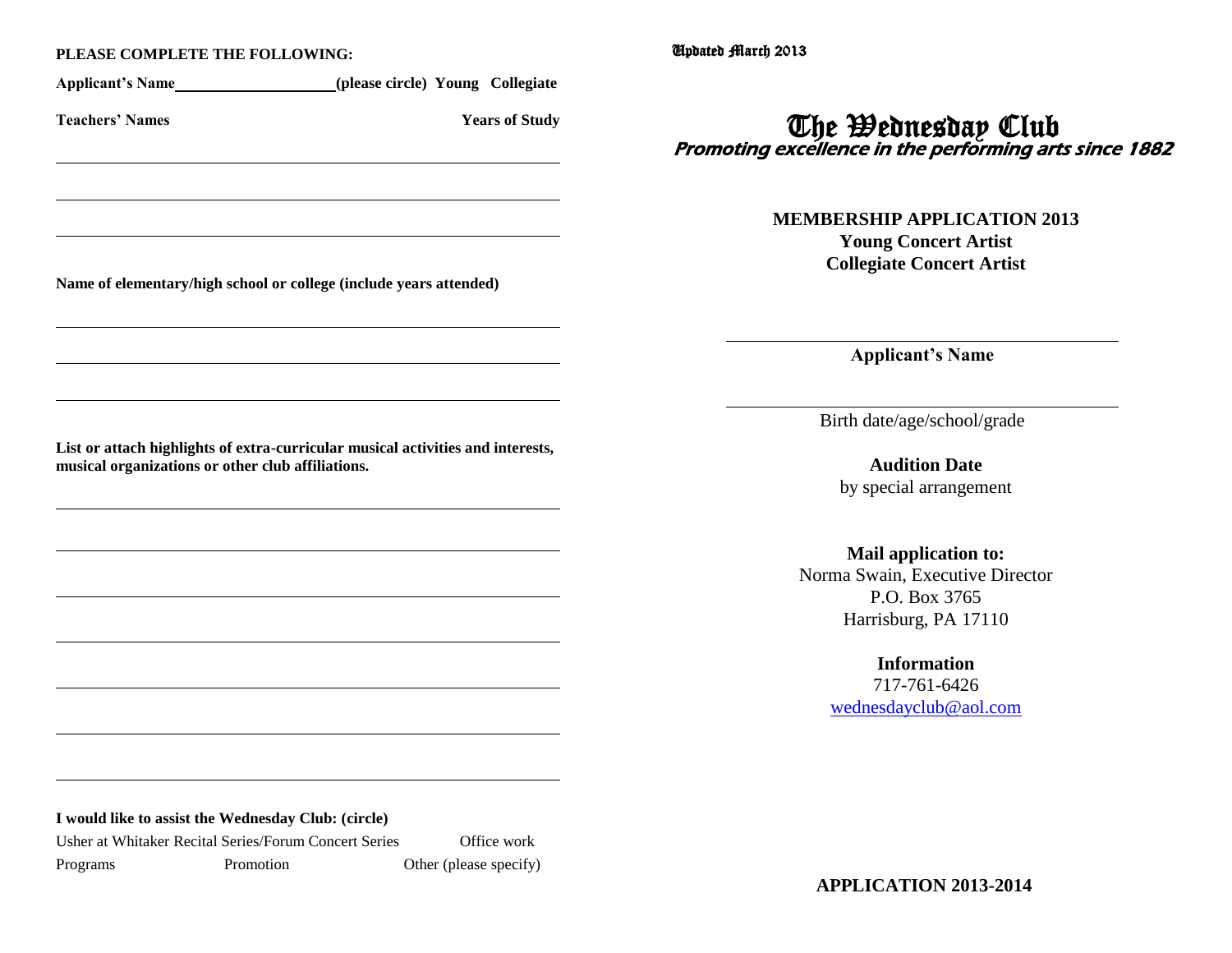**PLEASE COMPLETE THE FOLLOWING:**

**Applicant's Name**\_\_\_\_\_\_\_\_\_\_\_\_\_\_\_\_\_\_\_\_ **(please circle) Young Collegiate**

**Teachers' Names** **Years of Study**

\_\_\_\_\_\_\_\_\_\_\_\_\_\_\_\_\_\_\_\_\_\_\_\_\_\_\_\_\_\_\_\_\_\_\_\_\_\_\_\_\_\_\_\_\_\_\_\_\_\_\_\_\_\_\_\_

\_\_\_\_\_\_\_\_\_\_\_\_\_\_\_\_\_\_\_\_\_\_\_\_\_\_\_\_\_\_\_\_\_\_\_\_\_\_\_\_\_\_\_\_\_\_\_\_\_\_\_\_\_\_\_\_

\_\_\_\_\_\_\_\_\_\_\_\_\_\_\_\_\_\_\_\_\_\_\_\_\_\_\_\_\_\_\_\_\_\_\_\_\_\_\_\_\_\_\_\_\_\_\_\_\_\_\_\_\_\_\_\_

**Name of elementary/high school or college (include years attended)**

\_\_\_\_\_\_\_\_\_\_\_\_\_\_\_\_\_\_\_\_\_\_\_\_\_\_\_\_\_\_\_\_\_\_\_\_\_\_\_\_\_\_\_\_\_\_\_\_\_\_\_\_\_\_\_\_

\_\_\_\_\_\_\_\_\_\_\_\_\_\_\_\_\_\_\_\_\_\_\_\_\_\_\_\_\_\_\_\_\_\_\_\_\_\_\_\_\_\_\_\_\_\_\_\_\_\_\_\_\_\_\_\_

\_\_\_\_\_\_\_\_\_\_\_\_\_\_\_\_\_\_\_\_\_\_\_\_\_\_\_\_\_\_\_\_\_\_\_\_\_\_\_\_\_\_\_\_\_\_\_\_\_\_\_\_\_\_\_\_

**List or attach highlights of extra-curricular musical activities and interests, musical organizations or other club affiliations.**

\_\_\_\_\_\_\_\_\_\_\_\_\_\_\_\_\_\_\_\_\_\_\_\_\_\_\_\_\_\_\_\_\_\_\_\_\_\_\_\_\_\_\_\_\_\_\_\_\_\_\_\_\_\_\_\_

\_\_\_\_\_\_\_\_\_\_\_\_\_\_\_\_\_\_\_\_\_\_\_\_\_\_\_\_\_\_\_\_\_\_\_\_\_\_\_\_\_\_\_\_\_\_\_\_\_\_\_\_\_\_\_\_

\_\_\_\_\_\_\_\_\_\_\_\_\_\_\_\_\_\_\_\_\_\_\_\_\_\_\_\_\_\_\_\_\_\_\_\_\_\_\_\_\_\_\_\_\_\_\_\_\_\_\_\_\_\_\_\_

\_\_\_\_\_\_\_\_\_\_\_\_\_\_\_\_\_\_\_\_\_\_\_\_\_\_\_\_\_\_\_\_\_\_\_\_\_\_\_\_\_\_\_\_\_\_\_\_\_\_\_\_\_\_\_\_

\_\_\_\_\_\_\_\_\_\_\_\_\_\_\_\_\_\_\_\_\_\_\_\_\_\_\_\_\_\_\_\_\_\_\_\_\_\_\_\_\_\_\_\_\_\_\_\_\_\_\_\_\_\_\_\_

\_\_\_\_\_\_\_\_\_\_\_\_\_\_\_\_\_\_\_\_\_\_\_\_\_\_\_\_\_\_\_\_\_\_\_\_\_\_\_\_\_\_\_\_\_\_\_\_\_\_\_\_\_\_\_\_

\_\_\_\_\_\_\_\_\_\_\_\_\_\_\_\_\_\_\_\_\_\_\_\_\_\_\_\_\_\_\_\_\_\_\_\_\_\_\_\_\_\_\_\_\_\_\_\_\_\_\_\_\_\_\_\_

**I would like to assist the Wednesday Club: (circle)**

Usher at Whitaker Recital Series/Forum Concert Series    Office work

Programs    Promotion    Other (please specify)

Updated March 2013

# The Wednesday Club

***Promoting excellence in the performing arts since 1882***

**MEMBERSHIP APPLICATION 2013**
**Young Concert Artist**
**Collegiate Concert Artist**

\_\_\_\_\_\_\_\_\_\_\_\_\_\_\_\_\_\_\_\_\_\_\_\_\_\_\_\_\_\_\_\_\_\_\_\_\_\_\_\_\_\_\_\_

**Applicant's Name**

\_\_\_\_\_\_\_\_\_\_\_\_\_\_\_\_\_\_\_\_\_\_\_\_\_\_\_\_\_\_\_\_\_\_\_\_\_\_\_\_\_\_\_\_

Birth date/age/school/grade

**Audition Date**
by special arrangement

**Mail application to:**
Norma Swain, Executive Director
P.O. Box 3765
Harrisburg, PA 17110

**Information**
717-761-6426
wednesdayclub@aol.com

**APPLICATION 2013-2014**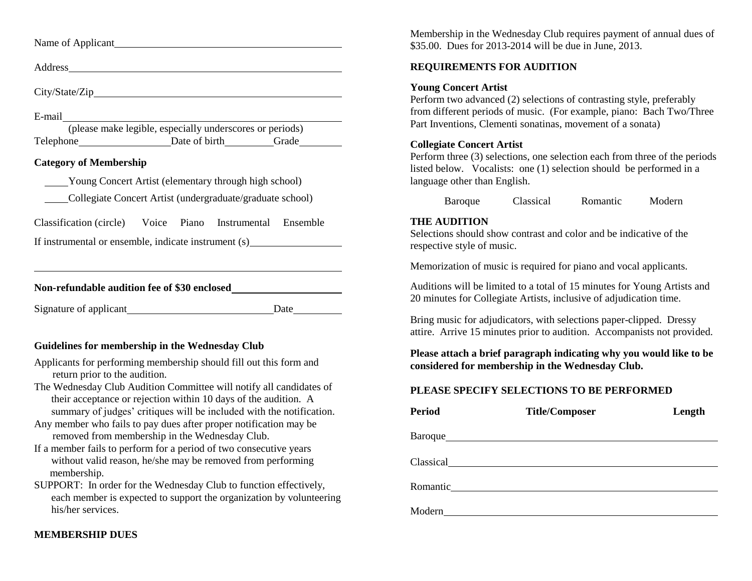Name of Applicant_______________________________________________

Address_______________________________________________

City/State/Zip_______________________________________________

E-mail_______________________________________________
(please make legible, especially underscores or periods)

Telephone________________Date of birth__________Grade________

**Category of Membership**

____Young Concert Artist (elementary through high school)

____Collegiate Concert Artist (undergraduate/graduate school)

Classification (circle)  Voice  Piano  Instrumental  Ensemble

If instrumental or ensemble, indicate instrument (s)__________________

_______________________________________________

**Non-refundable audition fee of $30 enclosed**____________________

Signature of applicant____________________________Date__________

**Guidelines for membership in the Wednesday Club**

Applicants for performing membership should fill out this form and return prior to the audition.

The Wednesday Club Audition Committee will notify all candidates of their acceptance or rejection within 10 days of the audition. A summary of judges' critiques will be included with the notification.

Any member who fails to pay dues after proper notification may be removed from membership in the Wednesday Club.

If a member fails to perform for a period of two consecutive years without valid reason, he/she may be removed from performing membership.

SUPPORT: In order for the Wednesday Club to function effectively, each member is expected to support the organization by volunteering his/her services.

**MEMBERSHIP DUES**

Membership in the Wednesday Club requires payment of annual dues of $35.00. Dues for 2013-2014 will be due in June, 2013.

**REQUIREMENTS FOR AUDITION**

**Young Concert Artist**
Perform two advanced (2) selections of contrasting style, preferably from different periods of music. (For example, piano: Bach Two/Three Part Inventions, Clementi sonatinas, movement of a sonata)

**Collegiate Concert Artist**
Perform three (3) selections, one selection each from three of the periods listed below. Vocalists: one (1) selection should be performed in a language other than English.

Baroque  Classical  Romantic  Modern

**THE AUDITION**
Selections should show contrast and color and be indicative of the respective style of music.

Memorization of music is required for piano and vocal applicants.

Auditions will be limited to a total of 15 minutes for Young Artists and 20 minutes for Collegiate Artists, inclusive of adjudication time.

Bring music for adjudicators, with selections paper-clipped. Dressy attire. Arrive 15 minutes prior to audition. Accompanists not provided.

**Please attach a brief paragraph indicating why you would like to be considered for membership in the Wednesday Club.**

**PLEASE SPECIFY SELECTIONS TO BE PERFORMED**

| Period | Title/Composer | Length |
|---|---|---|
| Baroque | | |
| Classical | | |
| Romantic | | |
| Modern | | |